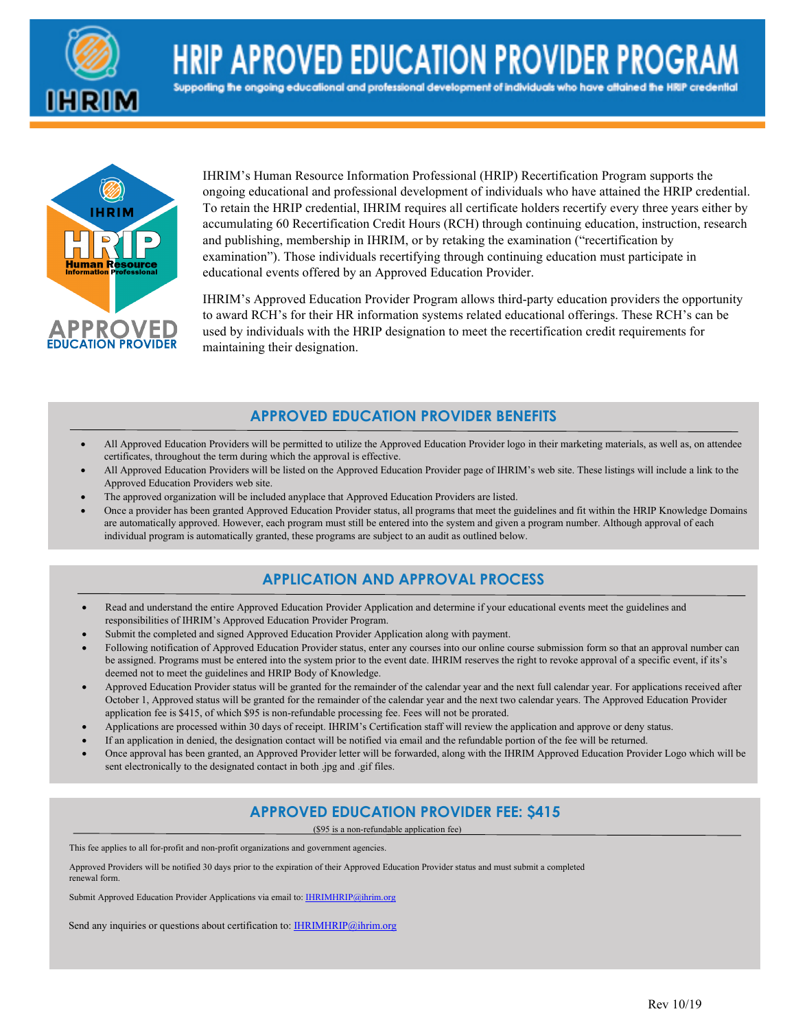# HRIP APROVED EDUCATION PROVIDER PROGRAM

Supporting the ongoing educational and professional development of individuals who have attained the HRIP credential

IHRIM's Human Resource Information Professional (HRIP) Recertification Program supports the ongoing educational and professional development of individuals who have attained the HRIP credential. To retain the HRIP credential, IHRIM requires all certificate holders recertify every three years either by accumulating 60 Recertification Credit Hours (RCH) through continuing education, instruction, research and publishing, membership in IHRIM, or by retaking the examination ("recertification by examination"). Those individuals recertifying through continuing education must participate in educational events offered by an Approved Education Provider.

IHRIM's Approved Education Provider Program allows third-party education providers the opportunity to award RCH's for their HR information systems related educational offerings. These RCH's can be used by individuals with the HRIP designation to meet the recertification credit requirements for maintaining their designation.

## APPROVED EDUCATION PROVIDER BENEFITS

- All Approved Education Providers will be permitted to utilize the Approved Education Provider logo in their marketing materials, as well as, on attendee certificates, throughout the term during which the approval is effective.
- All Approved Education Providers will be listed on the Approved Education Provider page of IHRIM's web site. These listings will include a link to the Approved Education Providers web site.
- The approved organization will be included anyplace that Approved Education Providers are listed.
- Once a provider has been granted Approved Education Provider status, all programs that meet the guidelines and fit within the HRIP Knowledge Domains are automatically approved. However, each program must still be entered into the system and given a program number. Although approval of each individual program is automatically granted, these programs are subject to an audit as outlined below.

## APPLICATION AND APPROVAL PROCESS

- Read and understand the entire Approved Education Provider Application and determine if your educational events meet the guidelines and responsibilities of IHRIM's Approved Education Provider Program.
- Submit the completed and signed Approved Education Provider Application along with payment.
- Following notification of Approved Education Provider status, enter any courses into our online course submission form so that an approval number can be assigned. Programs must be entered into the system prior to the event date. IHRIM reserves the right to revoke approval of a specific event, if it's deemed not to meet the guidelines and HRIP Body of Knowledge.
- Approved Education Provider status will be granted for the remainder of the calendar year and the next full calendar year. For applications received after October 1, Approved status will be granted for the remainder of the calendar year and the next two calendar years. The Approved Education Provider application fee is $415, of which $95 is non-refundable processing fee. Fees will not be prorated.
- Applications are processed within 30 days of receipt. IHRIM's Certification staff will review the application and approve or deny status.
- If an application in denied, the designation contact will be notified via email and the refundable portion of the fee will be returned.
- Once approval has been granted, an Approved Provider letter will be forwarded, along with the IHRIM Approved Education Provider Logo which will be sent electronically to the designated contact in both .jpg and .gif files.

## APPROVED EDUCATION PROVIDER FEE: $415

($95 is a non-refundable application fee)

This fee applies to all for-profit and non-profit organizations and government agencies.

Approved Providers will be notified 30 days prior to the expiration of their Approved Education Provider status and must submit a completed renewal form.

Submit Approved Education Provider Applications via email to: IHRIMHRIP@ihrim.org

Send any inquiries or questions about certification to: IHRIMHRIP@ihrim.org

Rev 10/19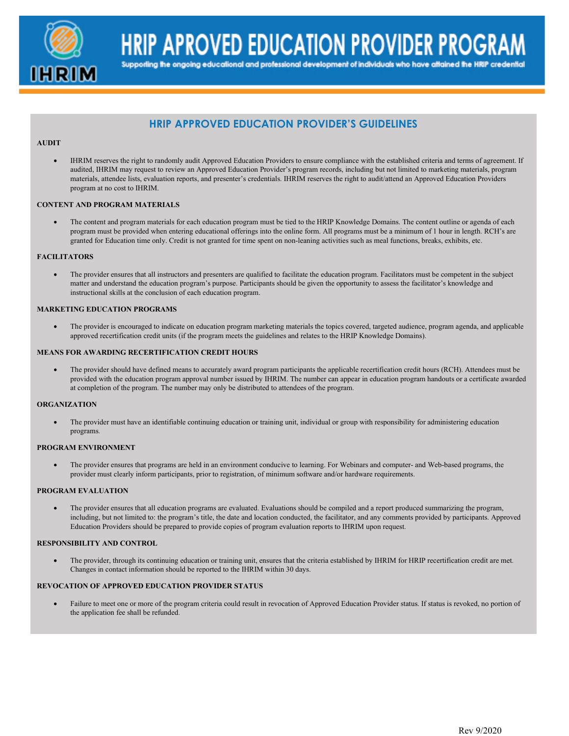# HRIP APROVED EDUCATION PROVIDER PROGRAM

Supporting the ongoing educational and professional development of individuals who have attained the HRIP credential

## HRIP APPROVED EDUCATION PROVIDER'S GUIDELINES

**AUDIT**

- IHRIM reserves the right to randomly audit Approved Education Providers to ensure compliance with the established criteria and terms of agreement. If audited, IHRIM may request to review an Approved Education Provider's program records, including but not limited to marketing materials, program materials, attendee lists, evaluation reports, and presenter's credentials. IHRIM reserves the right to audit/attend an Approved Education Providers program at no cost to IHRIM.

**CONTENT AND PROGRAM MATERIALS**

- The content and program materials for each education program must be tied to the HRIP Knowledge Domains. The content outline or agenda of each program must be provided when entering educational offerings into the online form. All programs must be a minimum of 1 hour in length. RCH's are granted for Education time only. Credit is not granted for time spent on non-leaning activities such as meal functions, breaks, exhibits, etc.

**FACILITATORS**

- The provider ensures that all instructors and presenters are qualified to facilitate the education program. Facilitators must be competent in the subject matter and understand the education program's purpose. Participants should be given the opportunity to assess the facilitator's knowledge and instructional skills at the conclusion of each education program.

**MARKETING EDUCATION PROGRAMS**

- The provider is encouraged to indicate on education program marketing materials the topics covered, targeted audience, program agenda, and applicable approved recertification credit units (if the program meets the guidelines and relates to the HRIP Knowledge Domains).

**MEANS FOR AWARDING RECERTIFICATION CREDIT HOURS**

- The provider should have defined means to accurately award program participants the applicable recertification credit hours (RCH). Attendees must be provided with the education program approval number issued by IHRIM. The number can appear in education program handouts or a certificate awarded at completion of the program. The number may only be distributed to attendees of the program.

**ORGANIZATION**

- The provider must have an identifiable continuing education or training unit, individual or group with responsibility for administering education programs.

**PROGRAM ENVIRONMENT**

- The provider ensures that programs are held in an environment conducive to learning. For Webinars and computer- and Web-based programs, the provider must clearly inform participants, prior to registration, of minimum software and/or hardware requirements.

**PROGRAM EVALUATION**

- The provider ensures that all education programs are evaluated. Evaluations should be compiled and a report produced summarizing the program, including, but not limited to: the program's title, the date and location conducted, the facilitator, and any comments provided by participants. Approved Education Providers should be prepared to provide copies of program evaluation reports to IHRIM upon request.

**RESPONSIBILITY AND CONTROL**

- The provider, through its continuing education or training unit, ensures that the criteria established by IHRIM for HRIP recertification credit are met. Changes in contact information should be reported to the IHRIM within 30 days.

**REVOCATION OF APPROVED EDUCATION PROVIDER STATUS**

- Failure to meet one or more of the program criteria could result in revocation of Approved Education Provider status. If status is revoked, no portion of the application fee shall be refunded.

Rev 9/2020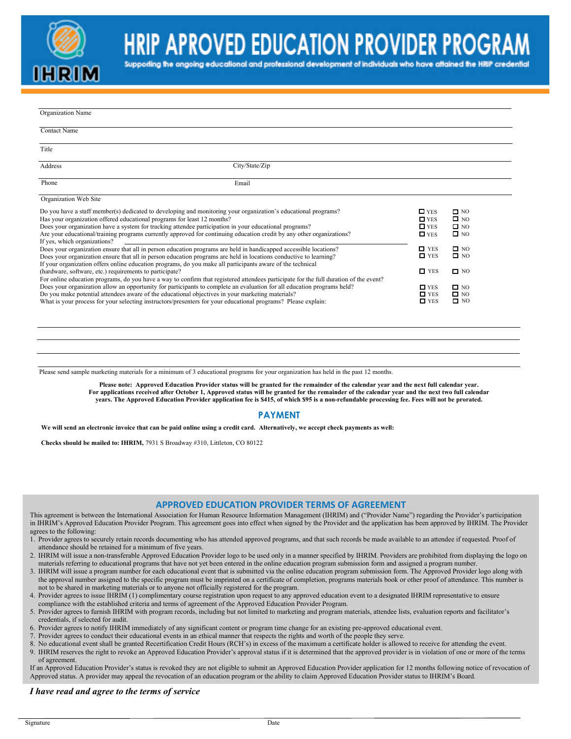# HRIP APROVED EDUCATION PROVIDER PROGRAM

Supporting the ongoing educational and professional development of individuals who have attained the HRIP credential

Organization Name

Contact Name

Title

Address City/State/Zip

Phone Email

Organization Web Site

| | | |
|---|---|---|
| Do you have a staff member(s) dedicated to developing and monitoring your organization's educational programs? | ☐ YES | ☐ NO |
| Has your organization offered educational programs for least 12 months? | ☐ YES | ☐ NO |
| Does your organization have a system for tracking attendee participation in your educational programs? | ☐ YES | ☐ NO |
| Are your educational/training programs currently approved for continuing education credit by any other organizations? | ☐ YES | ☐ NO |
| If yes, which organizations? | | |
| Does your organization ensure that all in person education programs are held in handicapped accessible locations? | ☐ YES | ☐ NO |
| Does your organization ensure that all in person education programs are held in locations conductive to learning? | ☐ YES | ☐ NO |
| If your organization offers online education programs, do you make all participants aware of the technical (hardware, software, etc.) requirements to participate? | ☐ YES | ☐ NO |
| For online education programs, do you have a way to confirm that registered attendees participate for the full duration of the event? | | |
| Does your organization allow an opportunity for participants to complete an evaluation for all education programs held? | ☐ YES | ☐ NO |
| Do you make potential attendees aware of the educational objectives in your marketing materials? | ☐ YES | ☐ NO |
| What is your process for your selecting instructors/presenters for your educational programs? Please explain: | ☐ YES | ☐ NO |

Please send sample marketing materials for a minimum of 3 educational programs for your organization has held in the past 12 months.

**Please note: Approved Education Provider status will be granted for the remainder of the calendar year and the next full calendar year. For applications received after October 1, Approved status will be granted for the remainder of the calendar year and the next two full calendar years. The Approved Education Provider application fee is $415, of which $95 is a non-refundable processing fee. Fees will not be prorated.**

## PAYMENT

**We will send an electronic invoice that can be paid online using a credit card. Alternatively, we accept check payments as well:**

**Checks should be mailed to: IHRIM,** 7931 S Broadway #310, Littleton, CO 80122

## APPROVED EDUCATION PROVIDER TERMS OF AGREEMENT

This agreement is between the International Association for Human Resource Information Management (IHRIM) and ("Provider Name") regarding the Provider's participation in IHRIM's Approved Education Provider Program. This agreement goes into effect when signed by the Provider and the application has been approved by IHRIM. The Provider agrees to the following:

1. Provider agrees to securely retain records documenting who has attended approved programs, and that such records be made available to an attendee if requested. Proof of attendance should be retained for a minimum of five years.
2. IHRIM will issue a non-transferable Approved Education Provider logo to be used only in a manner specified by IHRIM. Providers are prohibited from displaying the logo on materials referring to educational programs that have not yet been entered in the online education program submission form and assigned a program number.
3. IHRIM will issue a program number for each educational event that is submitted via the online education program submission form. The Approved Provider logo along with the approval number assigned to the specific program must be imprinted on a certificate of completion, programs materials book or other proof of attendance. This number is not to be shared in marketing materials or to anyone not officially registered for the program.
4. Provider agrees to issue IHRIM (1) complimentary course registration upon request to any approved education event to a designated IHRIM representative to ensure compliance with the established criteria and terms of agreement of the Approved Education Provider Program.
5. Provider agrees to furnish IHRIM with program records, including but not limited to marketing and program materials, attendee lists, evaluation reports and facilitator's credentials, if selected for audit.
6. Provider agrees to notify IHRIM immediately of any significant content or program time change for an existing pre-approved educational event.
7. Provider agrees to conduct their educational events in an ethical manner that respects the rights and worth of the people they serve.
8. No educational event shall be granted Recertification Credit Hours (RCH's) in excess of the maximum a certificate holder is allowed to receive for attending the event.
9. IHRIM reserves the right to revoke an Approved Education Provider's approval status if it is determined that the approved provider is in violation of one or more of the terms of agreement.

If an Approved Education Provider's status is revoked they are not eligible to submit an Approved Education Provider application for 12 months following notice of revocation of Approved status. A provider may appeal the revocation of an education program or the ability to claim Approved Education Provider status to IHRIM's Board.

***I have read and agree to the terms of service***

Signature Date